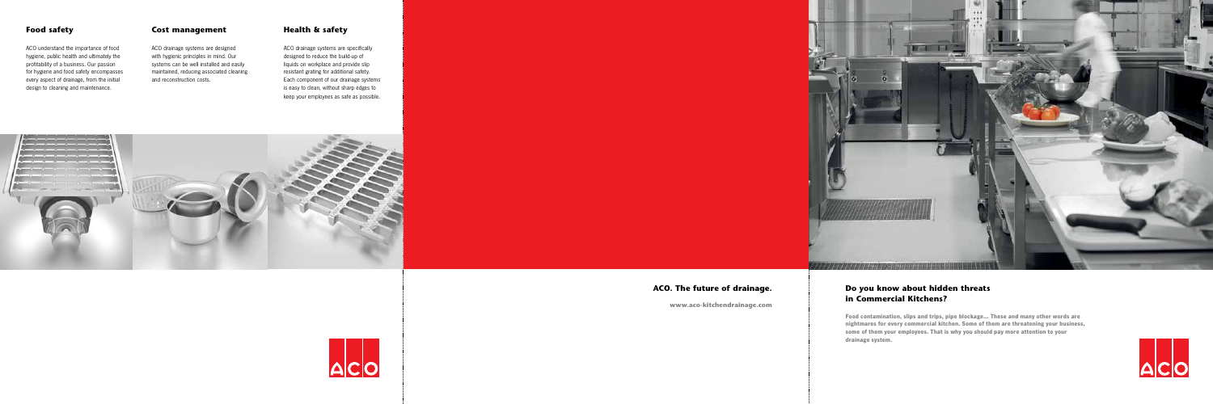### Food safety

ACO understand the importance of food hygiene, public health and ultimately the profitability of a business. Our passion for hygiene and food safety encompasses every aspect of drainage, from the initial design to cleaning and maintenance.

### Cost management

ACO drainage systems are designed with hygienic principles in mind. Our systems can be well installed and easily maintained, reducing associated cleaning and reconstruction costs.

### Health & safety

ACO drainage systems are specifically designed to reduce the build-up of liquids on workplace and provide slip resistant grating for additional safety. Each component of our drainage systems is easy to clean, without sharp edges to keep your employees as safe as possible.

**ACO. The future of drainage.**

**www.aco-kitchendrainage.com**

ACO

## Do you know about hidden threats in Commercial Kitchens?

**Food contamination, slips and trips, pipe blockage... These and many other words are nightmares for every commercial kitchen. Some of them are threatening your business, some of them your employees. That is why you should pay more attention to your drainage system.**

ACO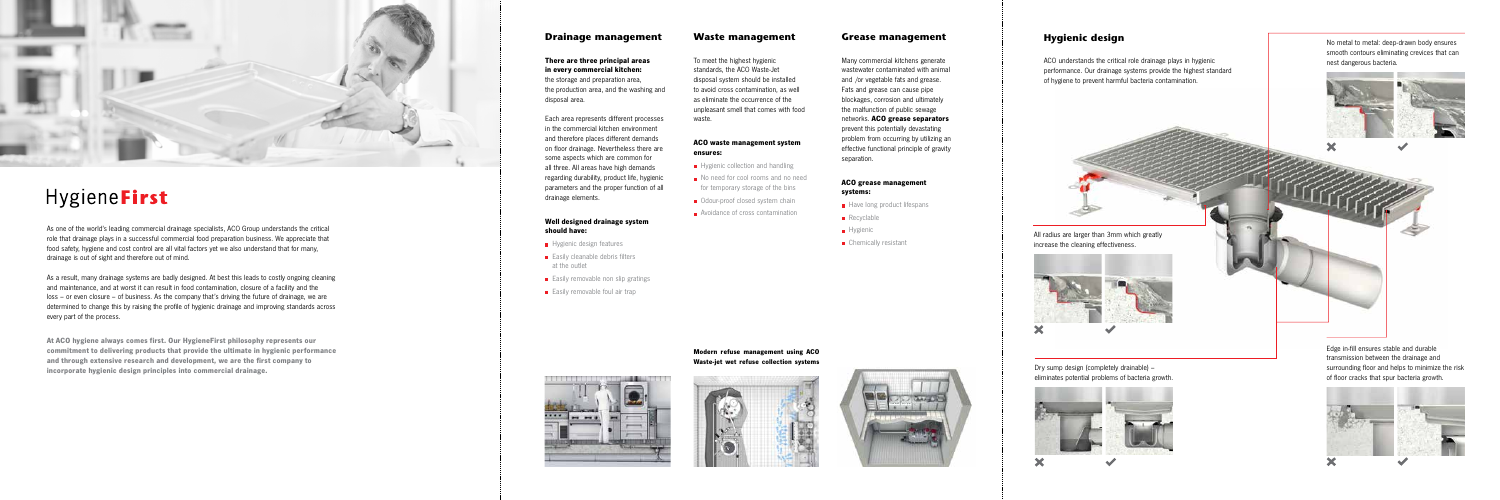# HygieneFirst

As one of the world's leading commercial drainage specialists, ACO Group understands the critical role that drainage plays in a successful commercial food preparation business. We appreciate that food safety, hygiene and cost control are all vital factors yet we also understand that for many, drainage is out of sight and therefore out of mind.

As a result, many drainage systems are badly designed. At best this leads to costly ongoing cleaning and maintenance, and at worst it can result in food contamination, closure of a facility and the loss – or even closure – of business. As the company that's driving the future of drainage, we are determined to change this by raising the profile of hygienic drainage and improving standards across every part of the process.

**At ACO hygiene always comes first. Our HygieneFirst philosophy represents our commitment to delivering products that provide the ultimate in hygienic performance and through extensive research and development, we are the first company to incorporate hygienic design principles into commercial drainage.**

## Drainage management

**There are three principal areas in every commercial kitchen:** the storage and preparation area, the production area, and the washing and disposal area.

Each area represents different processes in the commercial kitchen environment and therefore places different demands on floor drainage. Nevertheless there are some aspects which are common for all three. All areas have high demands regarding durability, product life, hygienic parameters and the proper function of all drainage elements.

**Well designed drainage system should have:**

- Hygienic design features
- Easily cleanable debris filters at the outlet
- Easily removable non slip gratings
- Easily removable foul air trap

## Waste management

To meet the highest hygienic standards, the ACO Waste-Jet disposal system should be installed to avoid cross contamination, as well as eliminate the occurrence of the unpleasant smell that comes with food waste.

**ACO waste management system ensures:**

- Hygienic collection and handling
- No need for cool rooms and no need for temporary storage of the bins
- Odour-proof closed system chain
- Avoidance of cross contamination

**Modern refuse management using ACO Waste-jet wet refuse collection systems**

## Grease management

Many commercial kitchens generate wastewater contaminated with animal and /or vegetable fats and grease. Fats and grease can cause pipe blockages, corrosion and ultimately the malfunction of public sewage networks. **ACO grease separators** prevent this potentially devastating problem from occurring by utilizing an effective functional principle of gravity separation.

**ACO grease management systems:**

- Have long product lifespans
- Recyclable
- Hygienic
- Chemically resistant

## Hygienic design

ACO understands the critical role drainage plays in hygienic performance. Our drainage systems provide the highest standard of hygiene to prevent harmful bacteria contamination.

No metal to metal: deep-drawn body ensures smooth contours eliminating crevices that can nest dangerous bacteria.

All radius are larger than 3mm which greatly increase the cleaning effectiveness.

Dry sump design (completely drainable) – eliminates potential problems of bacteria growth.

Edge in-fill ensures stable and durable transmission between the drainage and surrounding floor and helps to minimize the risk of floor cracks that spur bacteria growth.